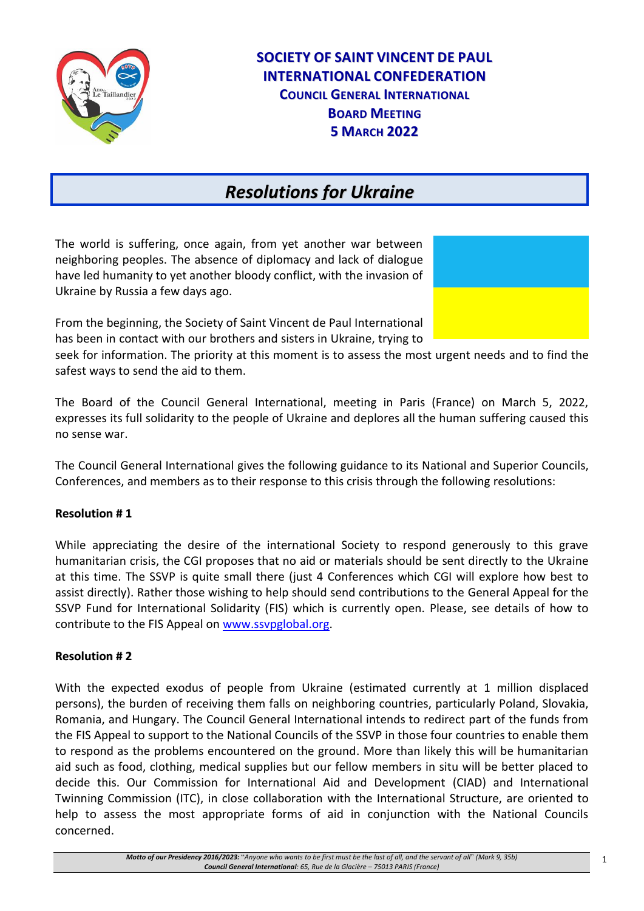**SOCIETY OF SAINT VINCENT DE PAUL**
**INTERNATIONAL CONFEDERATION**
**COUNCIL GENERAL INTERNATIONAL**
**BOARD MEETING**
**5 MARCH 2022**

# *Resolutions for Ukraine*

The world is suffering, once again, from yet another war between neighboring peoples. The absence of diplomacy and lack of dialogue have led humanity to yet another bloody conflict, with the invasion of Ukraine by Russia a few days ago.

From the beginning, the Society of Saint Vincent de Paul International has been in contact with our brothers and sisters in Ukraine, trying to seek for information. The priority at this moment is to assess the most urgent needs and to find the safest ways to send the aid to them.

The Board of the Council General International, meeting in Paris (France) on March 5, 2022, expresses its full solidarity to the people of Ukraine and deplores all the human suffering caused this no sense war.

The Council General International gives the following guidance to its National and Superior Councils, Conferences, and members as to their response to this crisis through the following resolutions:

**Resolution # 1**

While appreciating the desire of the international Society to respond generously to this grave humanitarian crisis, the CGI proposes that no aid or materials should be sent directly to the Ukraine at this time. The SSVP is quite small there (just 4 Conferences which CGI will explore how best to assist directly). Rather those wishing to help should send contributions to the General Appeal for the SSVP Fund for International Solidarity (FIS) which is currently open. Please, see details of how to contribute to the FIS Appeal on [www.ssvpglobal.org](http://www.ssvpglobal.org).

**Resolution # 2**

With the expected exodus of people from Ukraine (estimated currently at 1 million displaced persons), the burden of receiving them falls on neighboring countries, particularly Poland, Slovakia, Romania, and Hungary. The Council General International intends to redirect part of the funds from the FIS Appeal to support to the National Councils of the SSVP in those four countries to enable them to respond as the problems encountered on the ground. More than likely this will be humanitarian aid such as food, clothing, medical supplies but our fellow members in situ will be better placed to decide this. Our Commission for International Aid and Development (CIAD) and International Twinning Commission (ITC), in close collaboration with the International Structure, are oriented to help to assess the most appropriate forms of aid in conjunction with the National Councils concerned.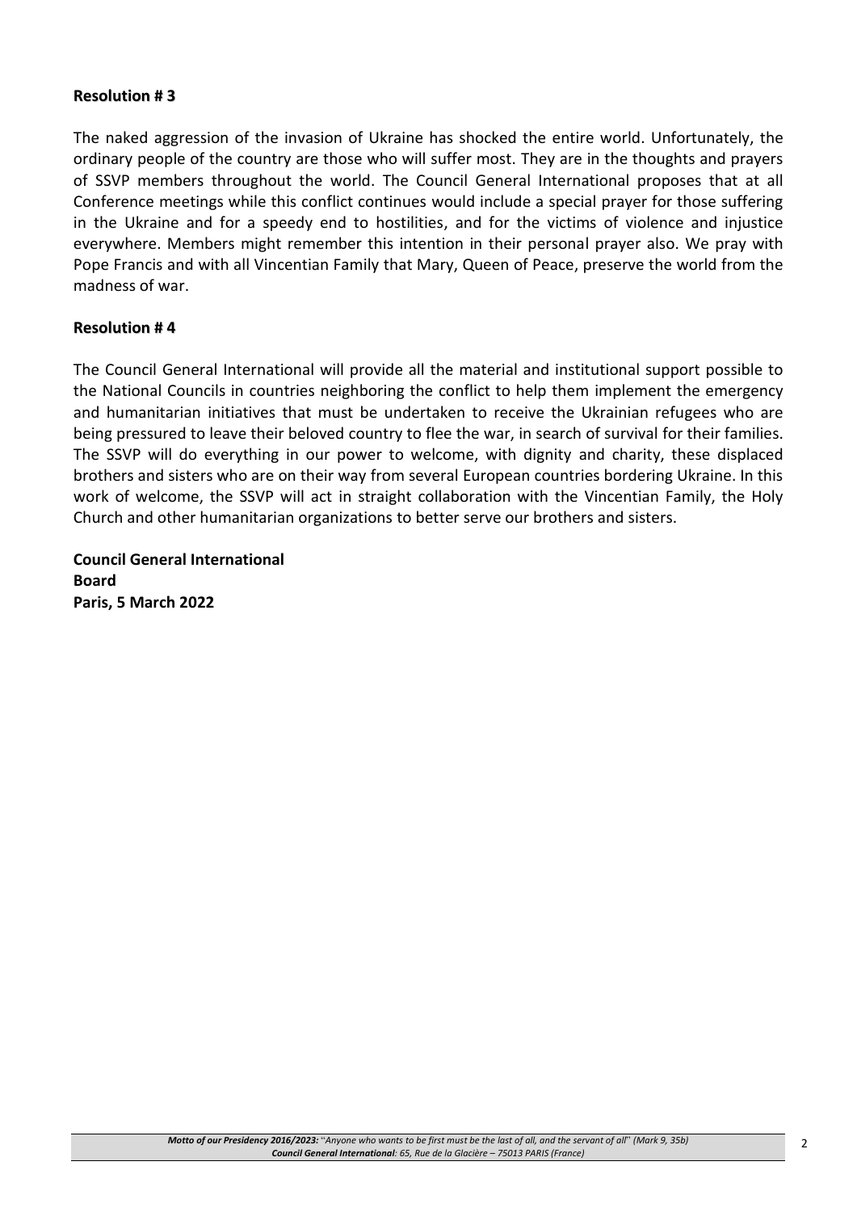**Resolution # 3**

The naked aggression of the invasion of Ukraine has shocked the entire world. Unfortunately, the ordinary people of the country are those who will suffer most. They are in the thoughts and prayers of SSVP members throughout the world. The Council General International proposes that at all Conference meetings while this conflict continues would include a special prayer for those suffering in the Ukraine and for a speedy end to hostilities, and for the victims of violence and injustice everywhere. Members might remember this intention in their personal prayer also. We pray with Pope Francis and with all Vincentian Family that Mary, Queen of Peace, preserve the world from the madness of war.

**Resolution # 4**

The Council General International will provide all the material and institutional support possible to the National Councils in countries neighboring the conflict to help them implement the emergency and humanitarian initiatives that must be undertaken to receive the Ukrainian refugees who are being pressured to leave their beloved country to flee the war, in search of survival for their families. The SSVP will do everything in our power to welcome, with dignity and charity, these displaced brothers and sisters who are on their way from several European countries bordering Ukraine. In this work of welcome, the SSVP will act in straight collaboration with the Vincentian Family, the Holy Church and other humanitarian organizations to better serve our brothers and sisters.

**Council General International**
**Board**
**Paris, 5 March 2022**